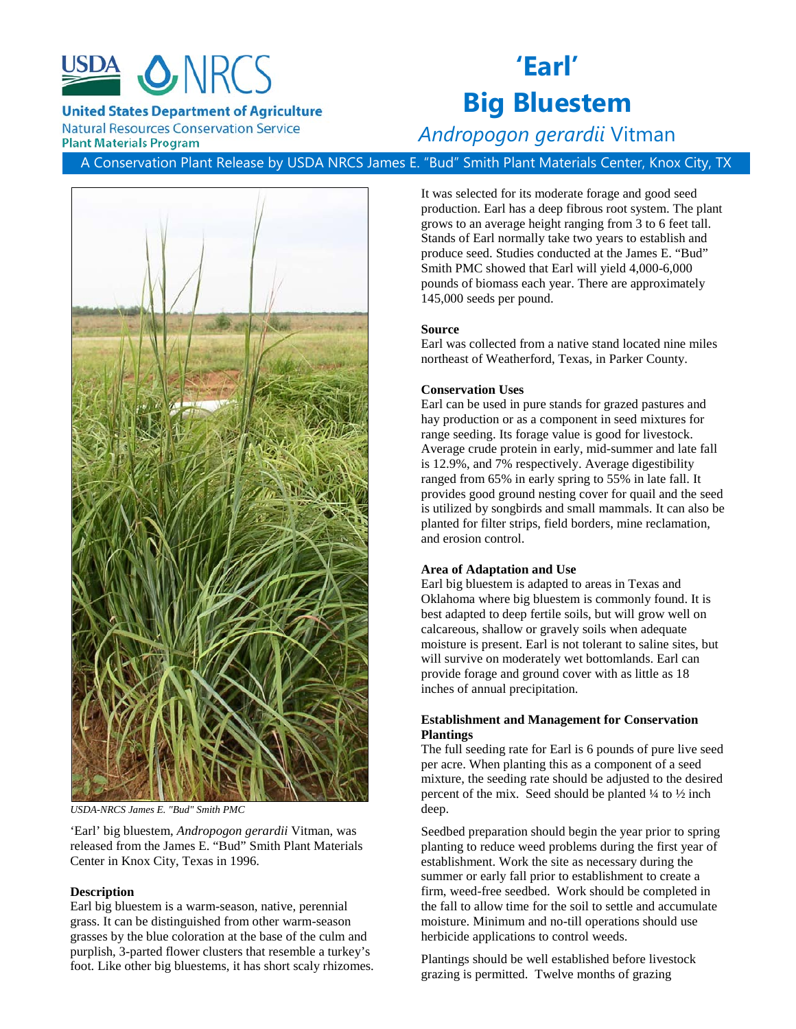United States Department of Agriculture
Natural Resources Conservation Service
Plant Materials Program

# 'Earl' Big Bluestem

## *Andropogon gerardii* Vitman

A Conservation Plant Release by USDA NRCS James E. "Bud" Smith Plant Materials Center, Knox City, TX

*USDA-NRCS James E. "Bud" Smith PMC*

'Earl' big bluestem, *Andropogon gerardii* Vitman, was released from the James E. "Bud" Smith Plant Materials Center in Knox City, Texas in 1996.

**Description**

Earl big bluestem is a warm-season, native, perennial grass. It can be distinguished from other warm-season grasses by the blue coloration at the base of the culm and purplish, 3-parted flower clusters that resemble a turkey's foot. Like other big bluestems, it has short scaly rhizomes. It was selected for its moderate forage and good seed production. Earl has a deep fibrous root system. The plant grows to an average height ranging from 3 to 6 feet tall. Stands of Earl normally take two years to establish and produce seed. Studies conducted at the James E. "Bud" Smith PMC showed that Earl will yield 4,000-6,000 pounds of biomass each year. There are approximately 145,000 seeds per pound.

**Source**

Earl was collected from a native stand located nine miles northeast of Weatherford, Texas, in Parker County.

**Conservation Uses**

Earl can be used in pure stands for grazed pastures and hay production or as a component in seed mixtures for range seeding. Its forage value is good for livestock. Average crude protein in early, mid-summer and late fall is 12.9%, and 7% respectively. Average digestibility ranged from 65% in early spring to 55% in late fall. It provides good ground nesting cover for quail and the seed is utilized by songbirds and small mammals. It can also be planted for filter strips, field borders, mine reclamation, and erosion control.

**Area of Adaptation and Use**

Earl big bluestem is adapted to areas in Texas and Oklahoma where big bluestem is commonly found. It is best adapted to deep fertile soils, but will grow well on calcareous, shallow or gravely soils when adequate moisture is present. Earl is not tolerant to saline sites, but will survive on moderately wet bottomlands. Earl can provide forage and ground cover with as little as 18 inches of annual precipitation.

**Establishment and Management for Conservation Plantings**

The full seeding rate for Earl is 6 pounds of pure live seed per acre. When planting this as a component of a seed mixture, the seeding rate should be adjusted to the desired percent of the mix. Seed should be planted ¼ to ½ inch deep.

Seedbed preparation should begin the year prior to spring planting to reduce weed problems during the first year of establishment. Work the site as necessary during the summer or early fall prior to establishment to create a firm, weed-free seedbed. Work should be completed in the fall to allow time for the soil to settle and accumulate moisture. Minimum and no-till operations should use herbicide applications to control weeds.

Plantings should be well established before livestock grazing is permitted. Twelve months of grazing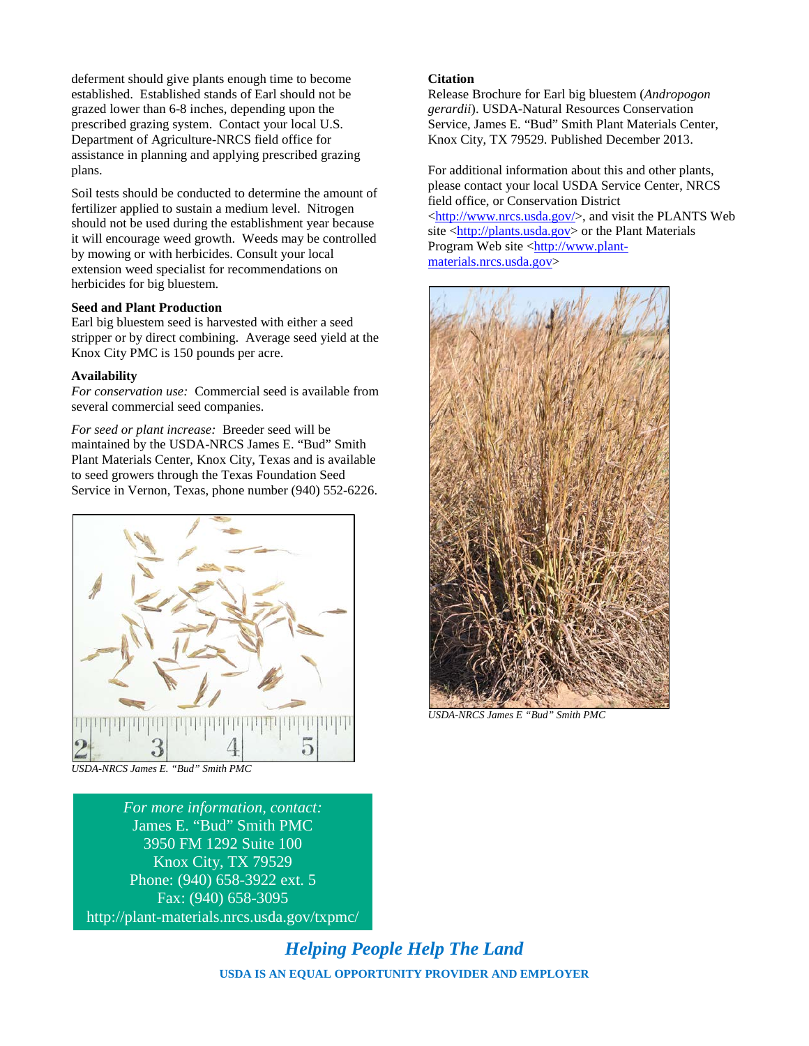deferment should give plants enough time to become established. Established stands of Earl should not be grazed lower than 6-8 inches, depending upon the prescribed grazing system. Contact your local U.S. Department of Agriculture-NRCS field office for assistance in planning and applying prescribed grazing plans.

Soil tests should be conducted to determine the amount of fertilizer applied to sustain a medium level. Nitrogen should not be used during the establishment year because it will encourage weed growth. Weeds may be controlled by mowing or with herbicides. Consult your local extension weed specialist for recommendations on herbicides for big bluestem.

**Seed and Plant Production**

Earl big bluestem seed is harvested with either a seed stripper or by direct combining. Average seed yield at the Knox City PMC is 150 pounds per acre.

**Availability**

*For conservation use:* Commercial seed is available from several commercial seed companies.

*For seed or plant increase:* Breeder seed will be maintained by the USDA-NRCS James E. "Bud" Smith Plant Materials Center, Knox City, Texas and is available to seed growers through the Texas Foundation Seed Service in Vernon, Texas, phone number (940) 552-6226.

*USDA-NRCS James E. "Bud" Smith PMC*

*For more information, contact:*
James E. "Bud" Smith PMC
3950 FM 1292 Suite 100
Knox City, TX 79529
Phone: (940) 658-3922 ext. 5
Fax: (940) 658-3095
http://plant-materials.nrcs.usda.gov/txpmc/

**Citation**

Release Brochure for Earl big bluestem (*Andropogon gerardii*). USDA-Natural Resources Conservation Service, James E. "Bud" Smith Plant Materials Center, Knox City, TX 79529. Published December 2013.

For additional information about this and other plants, please contact your local USDA Service Center, NRCS field office, or Conservation District <http://www.nrcs.usda.gov/>, and visit the PLANTS Web site <http://plants.usda.gov> or the Plant Materials Program Web site <http://www.plant-materials.nrcs.usda.gov>

*USDA-NRCS James E "Bud" Smith PMC*

***Helping People Help The Land***

**USDA IS AN EQUAL OPPORTUNITY PROVIDER AND EMPLOYER**